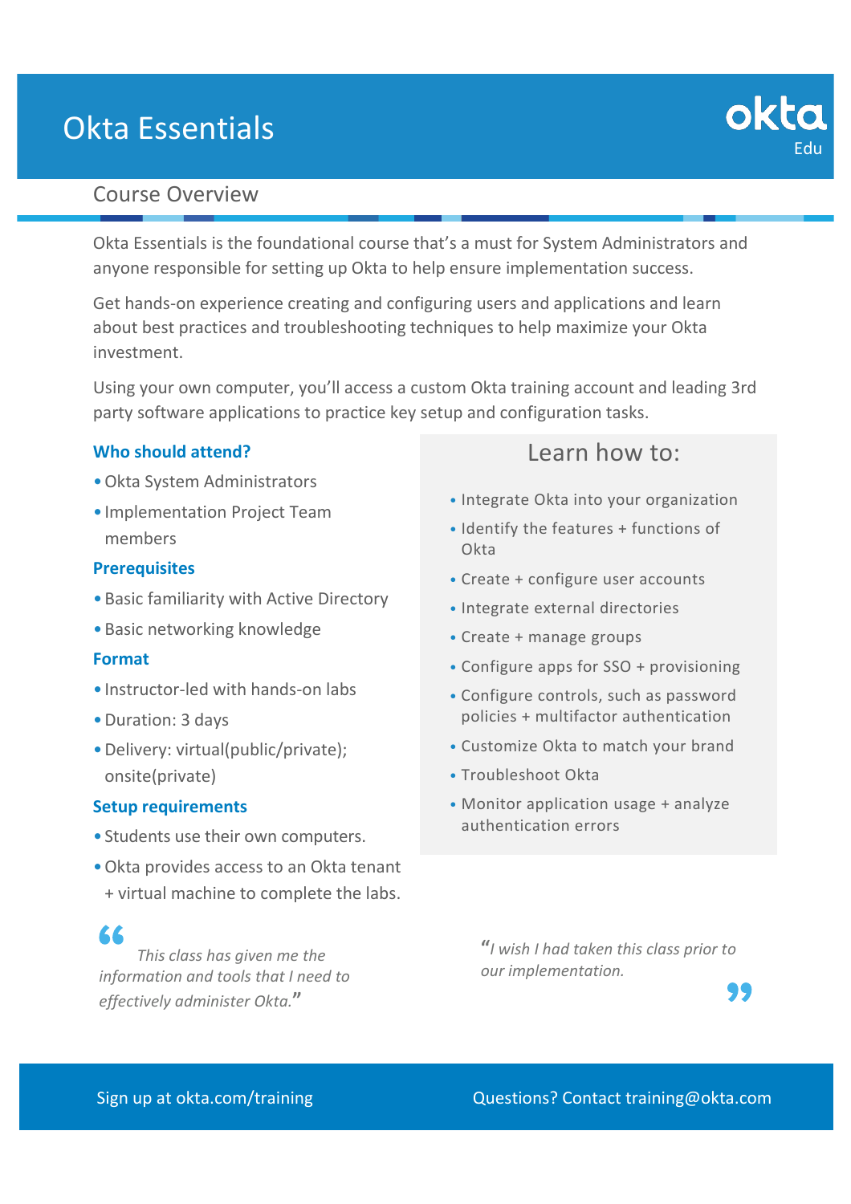# Okta Essentials

okta Edu

## Course Overview

Okta Essentials is the foundational course that's a must for System Administrators and anyone responsible for setting up Okta to help ensure implementation success.

Get hands-on experience creating and configuring users and applications and learn about best practices and troubleshooting techniques to help maximize your Okta investment.

Using your own computer, you'll access a custom Okta training account and leading 3rd party software applications to practice key setup and configuration tasks.

### Who should attend?

- Okta System Administrators
- Implementation Project Team members

### Prerequisites

- Basic familiarity with Active Directory
- Basic networking knowledge

### Format

- Instructor-led with hands-on labs
- Duration: 3 days
- Delivery: virtual(public/private); onsite(private)

### Setup requirements

- Students use their own computers.
- Okta provides access to an Okta tenant + virtual machine to complete the labs.

### Learn how to:

- Integrate Okta into your organization
- Identify the features + functions of Okta
- Create + configure user accounts
- Integrate external directories
- Create + manage groups
- Configure apps for SSO + provisioning
- Configure controls, such as password policies + multifactor authentication
- Customize Okta to match your brand
- Troubleshoot Okta
- Monitor application usage + analyze authentication errors

> *"This class has given me the information and tools that I need to effectively administer Okta."*

> *"I wish I had taken this class prior to our implementation."*

Sign up at okta.com/training

Questions? Contact training@okta.com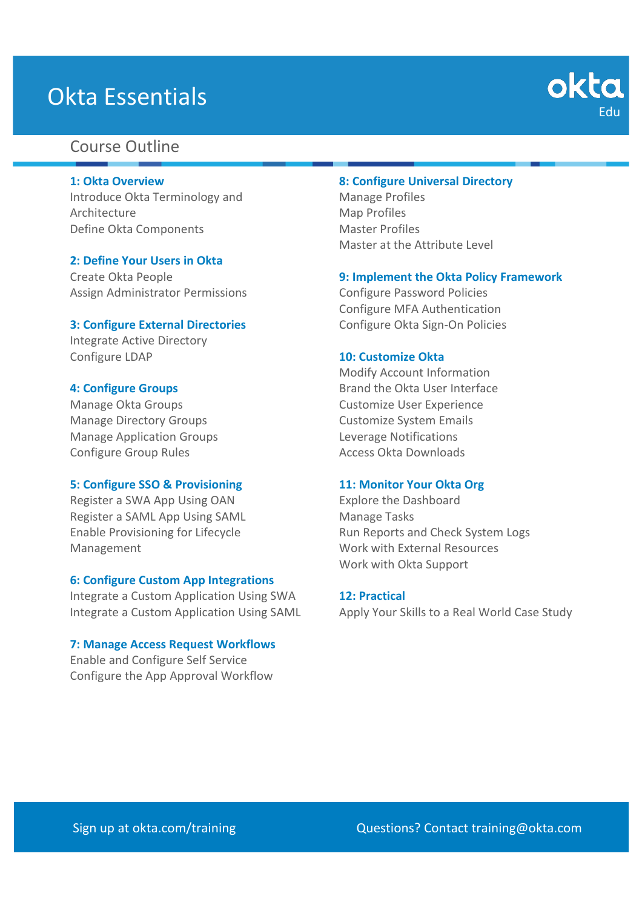# Okta Essentials

okta Edu

## Course Outline

### 1: Okta Overview

Introduce Okta Terminology and Architecture
Define Okta Components

### 2: Define Your Users in Okta

Create Okta People
Assign Administrator Permissions

### 3: Configure External Directories

Integrate Active Directory
Configure LDAP

### 4: Configure Groups

Manage Okta Groups
Manage Directory Groups
Manage Application Groups
Configure Group Rules

### 5: Configure SSO & Provisioning

Register a SWA App Using OAN
Register a SAML App Using SAML
Enable Provisioning for Lifecycle Management

### 6: Configure Custom App Integrations

Integrate a Custom Application Using SWA
Integrate a Custom Application Using SAML

### 7: Manage Access Request Workflows

Enable and Configure Self Service
Configure the App Approval Workflow

### 8: Configure Universal Directory

Manage Profiles
Map Profiles
Master Profiles
Master at the Attribute Level

### 9: Implement the Okta Policy Framework

Configure Password Policies
Configure MFA Authentication
Configure Okta Sign-On Policies

### 10: Customize Okta

Modify Account Information
Brand the Okta User Interface
Customize User Experience
Customize System Emails
Leverage Notifications
Access Okta Downloads

### 11: Monitor Your Okta Org

Explore the Dashboard
Manage Tasks
Run Reports and Check System Logs
Work with External Resources
Work with Okta Support

### 12: Practical

Apply Your Skills to a Real World Case Study

Sign up at okta.com/training

Questions? Contact training@okta.com